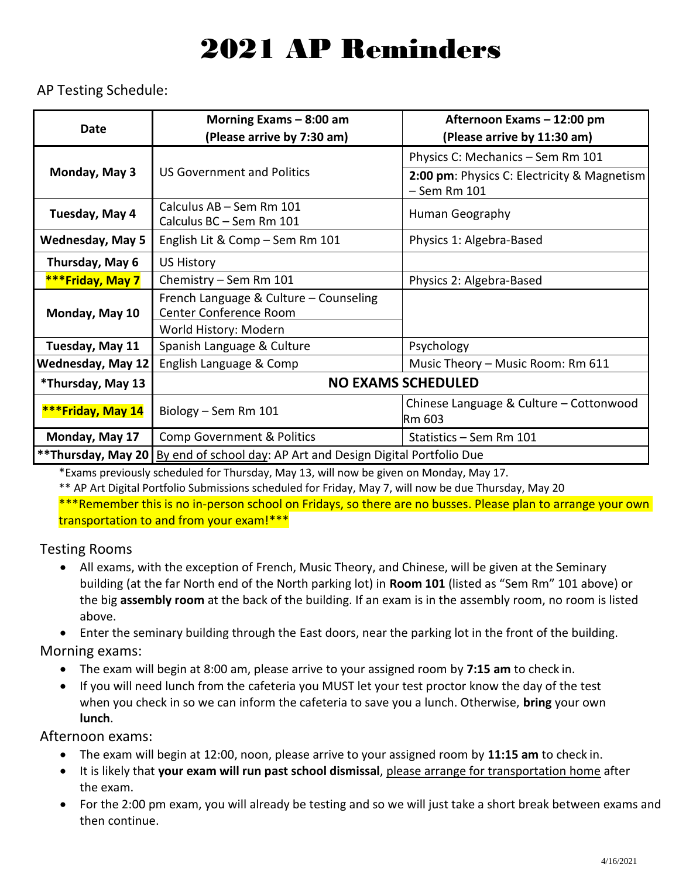# 2021 AP Reminders

AP Testing Schedule:

| Date | Morning Exams – 8:00 am (Please arrive by 7:30 am) | Afternoon Exams – 12:00 pm (Please arrive by 11:30 am) |
|---|---|---|
| Monday, May 3 | US Government and Politics | Physics C: Mechanics – Sem Rm 101 |
| | | **2:00 pm**: Physics C: Electricity & Magnetism – Sem Rm 101 |
| Tuesday, May 4 | Calculus AB – Sem Rm 101<br>Calculus BC – Sem Rm 101 | Human Geography |
| Wednesday, May 5 | English Lit & Comp – Sem Rm 101 | Physics 1: Algebra-Based |
| Thursday, May 6 | US History | |
| ***Friday, May 7 | Chemistry – Sem Rm 101 | Physics 2: Algebra-Based |
| Monday, May 10 | French Language & Culture – Counseling Center Conference Room | |
| | World History: Modern | |
| Tuesday, May 11 | Spanish Language & Culture | Psychology |
| Wednesday, May 12 | English Language & Comp | Music Theory – Music Room: Rm 611 |
| *Thursday, May 13 | **NO EXAMS SCHEDULED** | |
| ***Friday, May 14 | Biology – Sem Rm 101 | Chinese Language & Culture – Cottonwood Rm 603 |
| Monday, May 17 | Comp Government & Politics | Statistics – Sem Rm 101 |
| **Thursday, May 20 | By end of school day: AP Art and Design Digital Portfolio Due | |

*Exams previously scheduled for Thursday, May 13, will now be given on Monday, May 17.

** AP Art Digital Portfolio Submissions scheduled for Friday, May 7, will now be due Thursday, May 20

***Remember this is no in-person school on Fridays, so there are no busses. Please plan to arrange your own transportation to and from your exam!***

## Testing Rooms

- All exams, with the exception of French, Music Theory, and Chinese, will be given at the Seminary building (at the far North end of the North parking lot) in **Room 101** (listed as "Sem Rm" 101 above) or the big **assembly room** at the back of the building. If an exam is in the assembly room, no room is listed above.
- Enter the seminary building through the East doors, near the parking lot in the front of the building.

## Morning exams:

- The exam will begin at 8:00 am, please arrive to your assigned room by **7:15 am** to check in.
- If you will need lunch from the cafeteria you MUST let your test proctor know the day of the test when you check in so we can inform the cafeteria to save you a lunch. Otherwise, **bring** your own **lunch**.

## Afternoon exams:

- The exam will begin at 12:00, noon, please arrive to your assigned room by **11:15 am** to check in.
- It is likely that **your exam will run past school dismissal**, please arrange for transportation home after the exam.
- For the 2:00 pm exam, you will already be testing and so we will just take a short break between exams and then continue.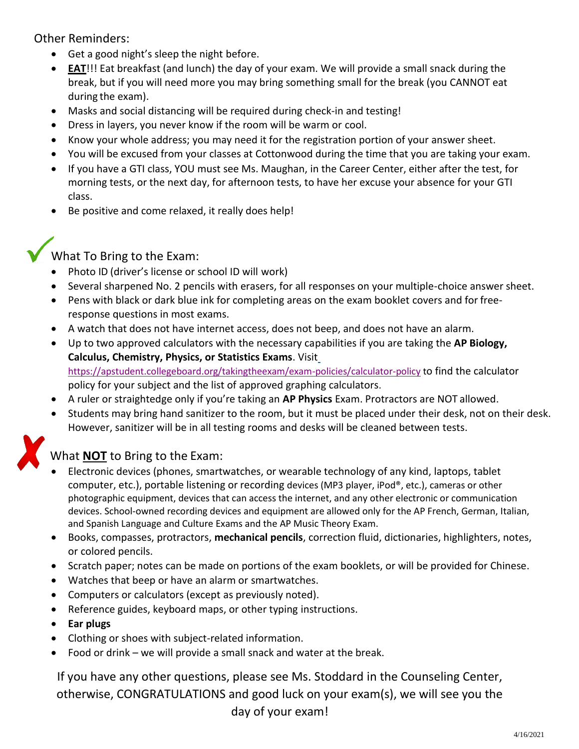Other Reminders:

- Get a good night's sleep the night before.
- **EAT**!!! Eat breakfast (and lunch) the day of your exam. We will provide a small snack during the break, but if you will need more you may bring something small for the break (you CANNOT eat during the exam).
- Masks and social distancing will be required during check-in and testing!
- Dress in layers, you never know if the room will be warm or cool.
- Know your whole address; you may need it for the registration portion of your answer sheet.
- You will be excused from your classes at Cottonwood during the time that you are taking your exam.
- If you have a GTI class, YOU must see Ms. Maughan, in the Career Center, either after the test, for morning tests, or the next day, for afternoon tests, to have her excuse your absence for your GTI class.
- Be positive and come relaxed, it really does help!

## What To Bring to the Exam:

- Photo ID (driver's license or school ID will work)
- Several sharpened No. 2 pencils with erasers, for all responses on your multiple-choice answer sheet.
- Pens with black or dark blue ink for completing areas on the exam booklet covers and for free-response questions in most exams.
- A watch that does not have internet access, does not beep, and does not have an alarm.
- Up to two approved calculators with the necessary capabilities if you are taking the **AP Biology, Calculus, Chemistry, Physics, or Statistics Exams**. Visit https://apstudent.collegeboard.org/takingtheexam/exam-policies/calculator-policy to find the calculator policy for your subject and the list of approved graphing calculators.
- A ruler or straightedge only if you're taking an **AP Physics** Exam. Protractors are NOT allowed.
- Students may bring hand sanitizer to the room, but it must be placed under their desk, not on their desk. However, sanitizer will be in all testing rooms and desks will be cleaned between tests.

## What **NOT** to Bring to the Exam:

- Electronic devices (phones, smartwatches, or wearable technology of any kind, laptops, tablet computer, etc.), portable listening or recording devices (MP3 player, iPod®, etc.), cameras or other photographic equipment, devices that can access the internet, and any other electronic or communication devices. School-owned recording devices and equipment are allowed only for the AP French, German, Italian, and Spanish Language and Culture Exams and the AP Music Theory Exam.
- Books, compasses, protractors, **mechanical pencils**, correction fluid, dictionaries, highlighters, notes, or colored pencils.
- Scratch paper; notes can be made on portions of the exam booklets, or will be provided for Chinese.
- Watches that beep or have an alarm or smartwatches.
- Computers or calculators (except as previously noted).
- Reference guides, keyboard maps, or other typing instructions.
- **Ear plugs**
- Clothing or shoes with subject-related information.
- Food or drink – we will provide a small snack and water at the break.

If you have any other questions, please see Ms. Stoddard in the Counseling Center, otherwise, CONGRATULATIONS and good luck on your exam(s), we will see you the day of your exam!

4/16/2021